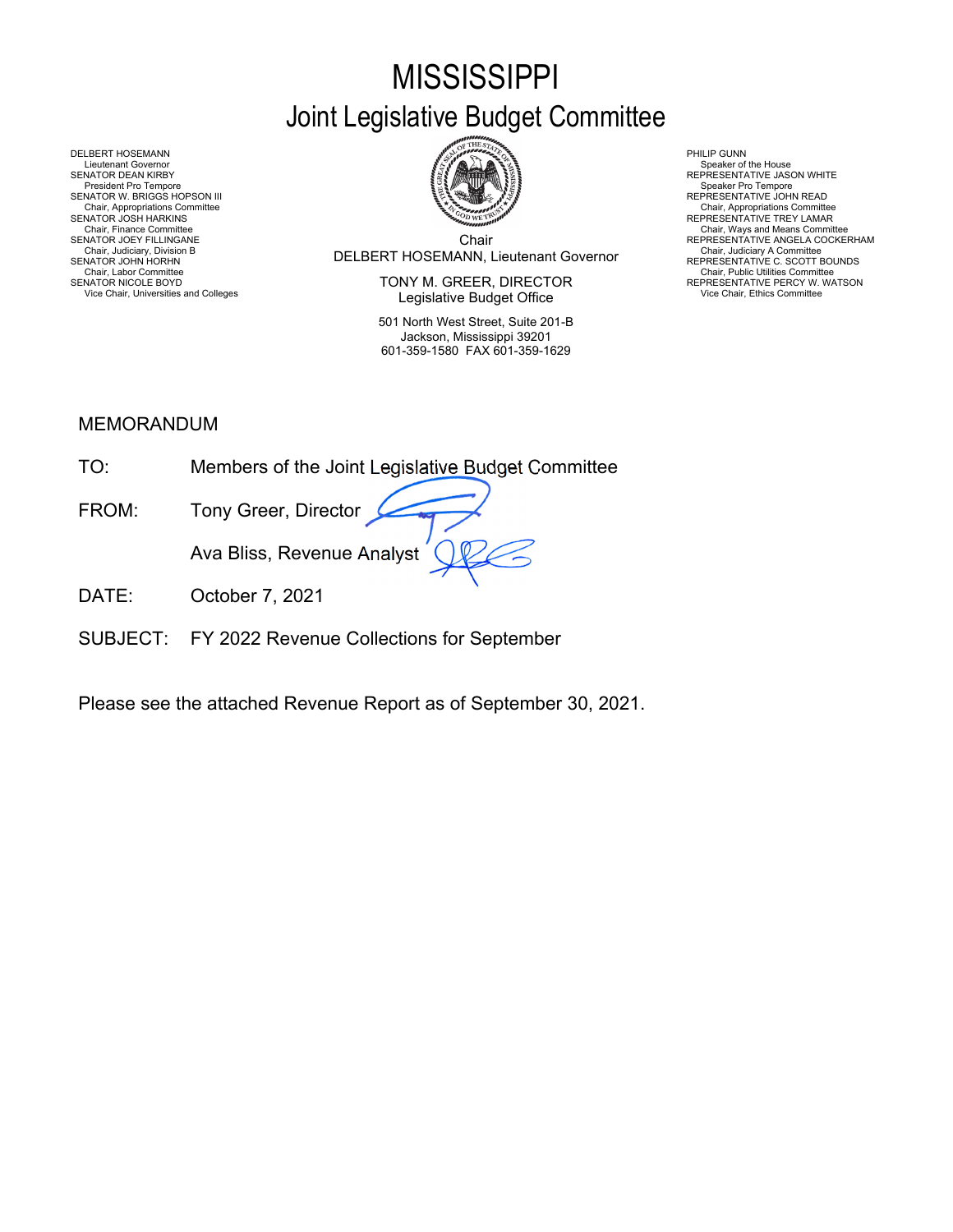# MISSISSIPPI
## Joint Legislative Budget Committee

DELBERT HOSEMANN
Lieutenant Governor
SENATOR DEAN KIRBY
President Pro Tempore
SENATOR W. BRIGGS HOPSON III
Chair, Appropriations Committee
SENATOR JOSH HARKINS
Chair, Finance Committee
SENATOR JOEY FILLINGANE
Chair, Judiciary, Division B
SENATOR JOHN HORHN
Chair, Labor Committee
SENATOR NICOLE BOYD
Vice Chair, Universities and Colleges

Chair
DELBERT HOSEMANN, Lieutenant Governor

TONY M. GREER, DIRECTOR
Legislative Budget Office

501 North West Street, Suite 201-B
Jackson, Mississippi 39201
601-359-1580 FAX 601-359-1629

PHILIP GUNN
Speaker of the House
REPRESENTATIVE JASON WHITE
Speaker Pro Tempore
REPRESENTATIVE JOHN READ
Chair, Appropriations Committee
REPRESENTATIVE TREY LAMAR
Chair, Ways and Means Committee
REPRESENTATIVE ANGELA COCKERHAM
Chair, Judiciary A Committee
REPRESENTATIVE C. SCOTT BOUNDS
Chair, Public Utilities Committee
REPRESENTATIVE PERCY W. WATSON
Vice Chair, Ethics Committee

MEMORANDUM

TO: Members of the Joint Legislative Budget Committee

FROM: Tony Greer, Director

Ava Bliss, Revenue Analyst

DATE: October 7, 2021

SUBJECT: FY 2022 Revenue Collections for September

Please see the attached Revenue Report as of September 30, 2021.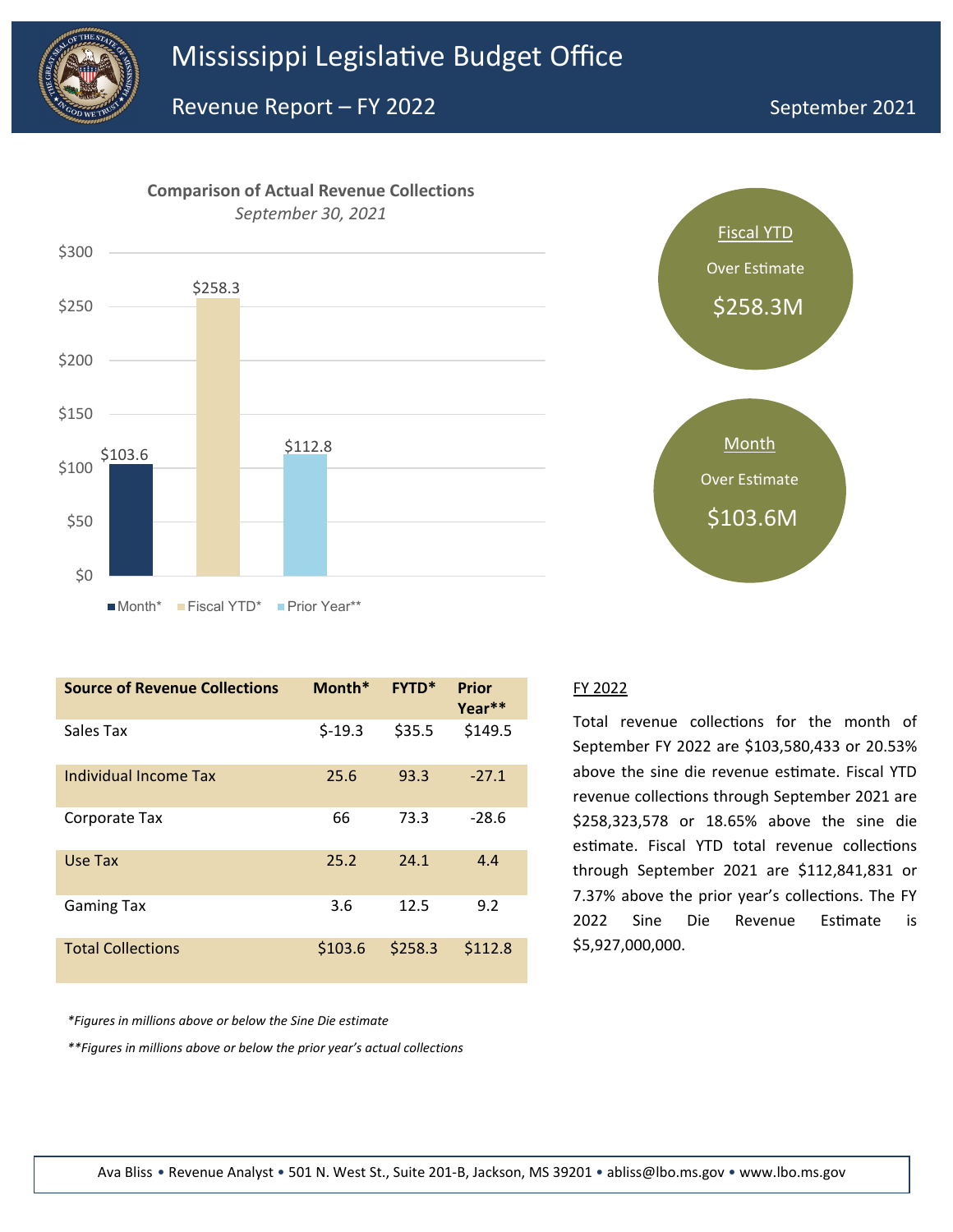# Mississippi Legislative Budget Office

## Revenue Report – FY 2022

September 2021

**Comparison of Actual Revenue Collections**

*September 30, 2021*

| | Month* | Fiscal YTD* | Prior Year** |
|---|---|---|---|
| Value | $103.6 | $258.3 | $112.8 |

Fiscal YTD
Over Estimate
$258.3M

Month
Over Estimate
$103.6M

| Source of Revenue Collections | Month* | FYTD* | Prior Year** |
|---|---|---|---|
| Sales Tax | $-19.3 | $35.5 | $149.5 |
| Individual Income Tax | 25.6 | 93.3 | -27.1 |
| Corporate Tax | 66 | 73.3 | -28.6 |
| Use Tax | 25.2 | 24.1 | 4.4 |
| Gaming Tax | 3.6 | 12.5 | 9.2 |
| Total Collections | $103.6 | $258.3 | $112.8 |

*\*Figures in millions above or below the Sine Die estimate*

*\*\*Figures in millions above or below the prior year's actual collections*

FY 2022

Total revenue collections for the month of September FY 2022 are $103,580,433 or 20.53% above the sine die revenue estimate. Fiscal YTD revenue collections through September 2021 are $258,323,578 or 18.65% above the sine die estimate. Fiscal YTD total revenue collections through September 2021 are $112,841,831 or 7.37% above the prior year's collections. The FY 2022 Sine Die Revenue Estimate is $5,927,000,000.

Ava Bliss • Revenue Analyst • 501 N. West St., Suite 201-B, Jackson, MS 39201 • abliss@lbo.ms.gov • www.lbo.ms.gov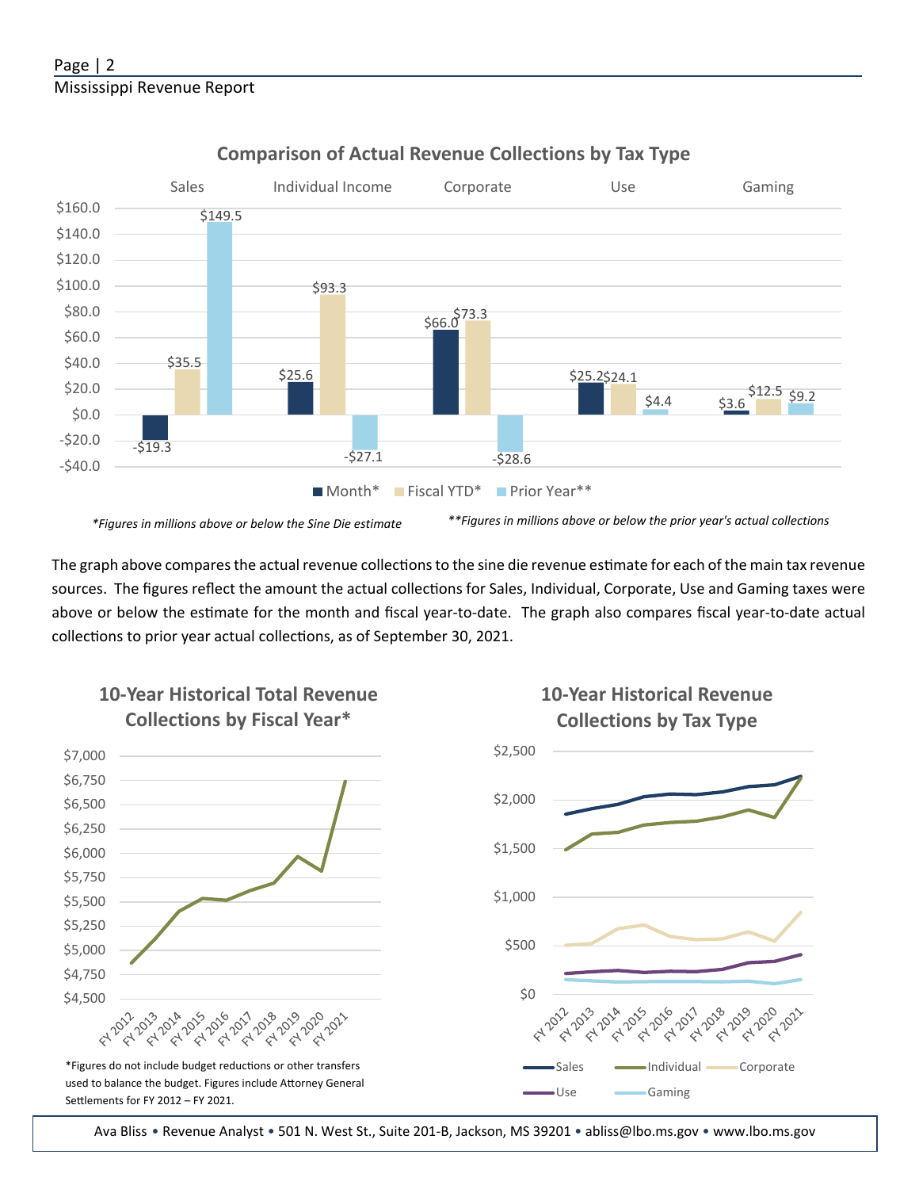## Comparison of Actual Revenue Collections by Tax Type

| | Sales | Individual Income | Corporate | Use | Gaming |
|---|---|---|---|---|---|
| Month* | -$19.3 | $25.6 | $66.0 | $25.2 | $3.6 |
| Fiscal YTD* | $35.5 | $93.3 | $73.3 | $24.1 | $12.5 |
| Prior Year** | $149.5 | -$27.1 | -$28.6 | $4.4 | $9.2 |

*Figures in millions above or below the Sine Die estimate*

***Figures in millions above or below the prior year's actual collections*

The graph above compares the actual revenue collections to the sine die revenue estimate for each of the main tax revenue sources. The figures reflect the amount the actual collections for Sales, Individual, Corporate, Use and Gaming taxes were above or below the estimate for the month and fiscal year-to-date. The graph also compares fiscal year-to-date actual collections to prior year actual collections, as of September 30, 2021.

## 10-Year Historical Total Revenue Collections by Fiscal Year*

*Figures do not include budget reductions or other transfers used to balance the budget. Figures include Attorney General Settlements for FY 2012 – FY 2021.

## 10-Year Historical Revenue Collections by Tax Type

Sales, Individual, Corporate, Use, Gaming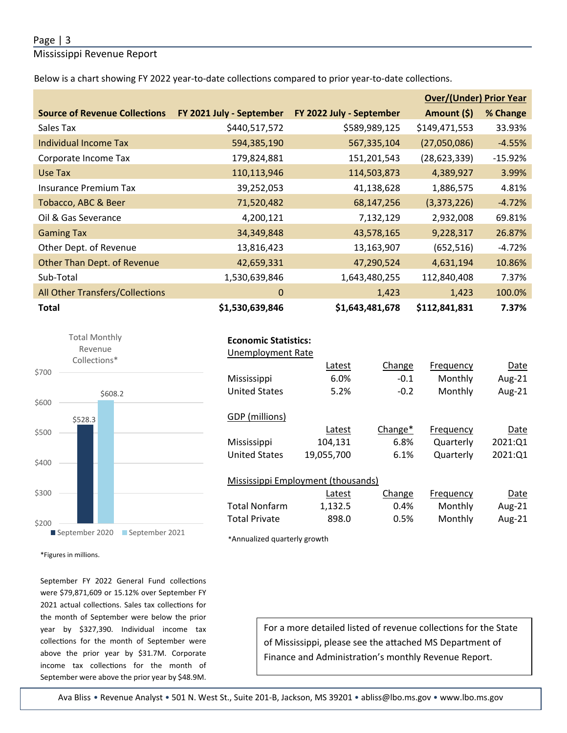Below is a chart showing FY 2022 year-to-date collections compared to prior year-to-date collections.

| Source of Revenue Collections | FY 2021 July - September | FY 2022 July - September | Over/(Under) Prior Year Amount ($) | % Change |
|---|---|---|---|---|
| Sales Tax | $440,517,572 | $589,989,125 | $149,471,553 | 33.93% |
| Individual Income Tax | 594,385,190 | 567,335,104 | (27,050,086) | -4.55% |
| Corporate Income Tax | 179,824,881 | 151,201,543 | (28,623,339) | -15.92% |
| Use Tax | 110,113,946 | 114,503,873 | 4,389,927 | 3.99% |
| Insurance Premium Tax | 39,252,053 | 41,138,628 | 1,886,575 | 4.81% |
| Tobacco, ABC & Beer | 71,520,482 | 68,147,256 | (3,373,226) | -4.72% |
| Oil & Gas Severance | 4,200,121 | 7,132,129 | 2,932,008 | 69.81% |
| Gaming Tax | 34,349,848 | 43,578,165 | 9,228,317 | 26.87% |
| Other Dept. of Revenue | 13,816,423 | 13,163,907 | (652,516) | -4.72% |
| Other Than Dept. of Revenue | 42,659,331 | 47,290,524 | 4,631,194 | 10.86% |
| Sub-Total | 1,530,639,846 | 1,643,480,255 | 112,840,408 | 7.37% |
| All Other Transfers/Collections | 0 | 1,423 | 1,423 | 100.0% |
| **Total** | **$1,530,639,846** | **$1,643,481,678** | **$112,841,831** | **7.37%** |

Total Monthly Revenue Collections*

| | Value |
|---|---|
| September 2020 | $528.3 |
| September 2021 | $608.2 |

*Figures in millions.

September FY 2022 General Fund collections were $79,871,609 or 15.12% over September FY 2021 actual collections. Sales tax collections for the month of September were below the prior year by $327,390. Individual income tax collections for the month of September were above the prior year by $31.7M. Corporate income tax collections for the month of September were above the prior year by $48.9M.

**Economic Statistics:**

Unemployment Rate

| | Latest | Change | Frequency | Date |
|---|---|---|---|---|
| Mississippi | 6.0% | -0.1 | Monthly | Aug-21 |
| United States | 5.2% | -0.2 | Monthly | Aug-21 |

GDP (millions)

| | Latest | Change* | Frequency | Date |
|---|---|---|---|---|
| Mississippi | 104,131 | 6.8% | Quarterly | 2021:Q1 |
| United States | 19,055,700 | 6.1% | Quarterly | 2021:Q1 |

Mississippi Employment (thousands)

| | Latest | Change | Frequency | Date |
|---|---|---|---|---|
| Total Nonfarm | 1,132.5 | 0.4% | Monthly | Aug-21 |
| Total Private | 898.0 | 0.5% | Monthly | Aug-21 |

*Annualized quarterly growth

For a more detailed listed of revenue collections for the State of Mississippi, please see the attached MS Department of Finance and Administration's monthly Revenue Report.

Ava Bliss • Revenue Analyst • 501 N. West St., Suite 201-B, Jackson, MS 39201 • abliss@lbo.ms.gov • www.lbo.ms.gov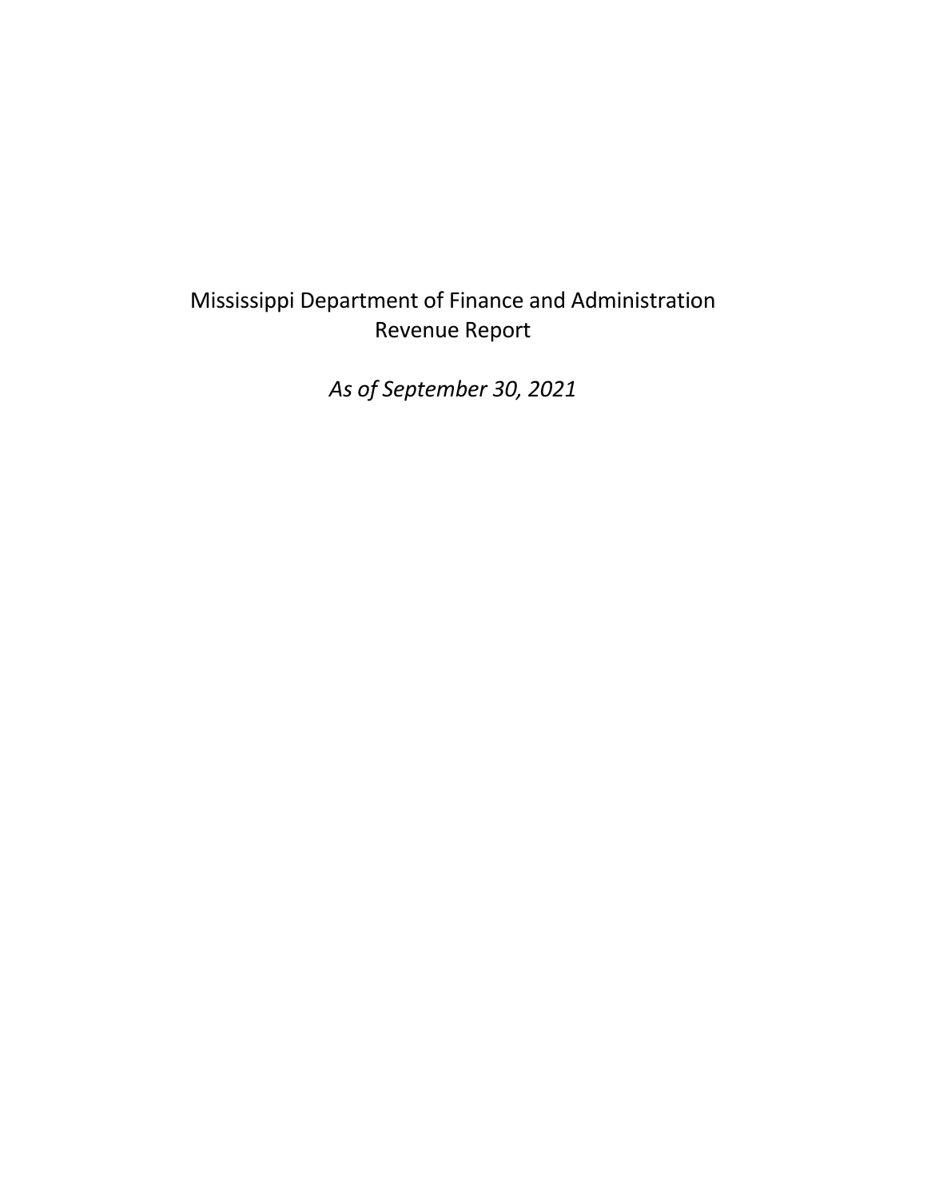# Mississippi Department of Finance and Administration
## Revenue Report

*As of September 30, 2021*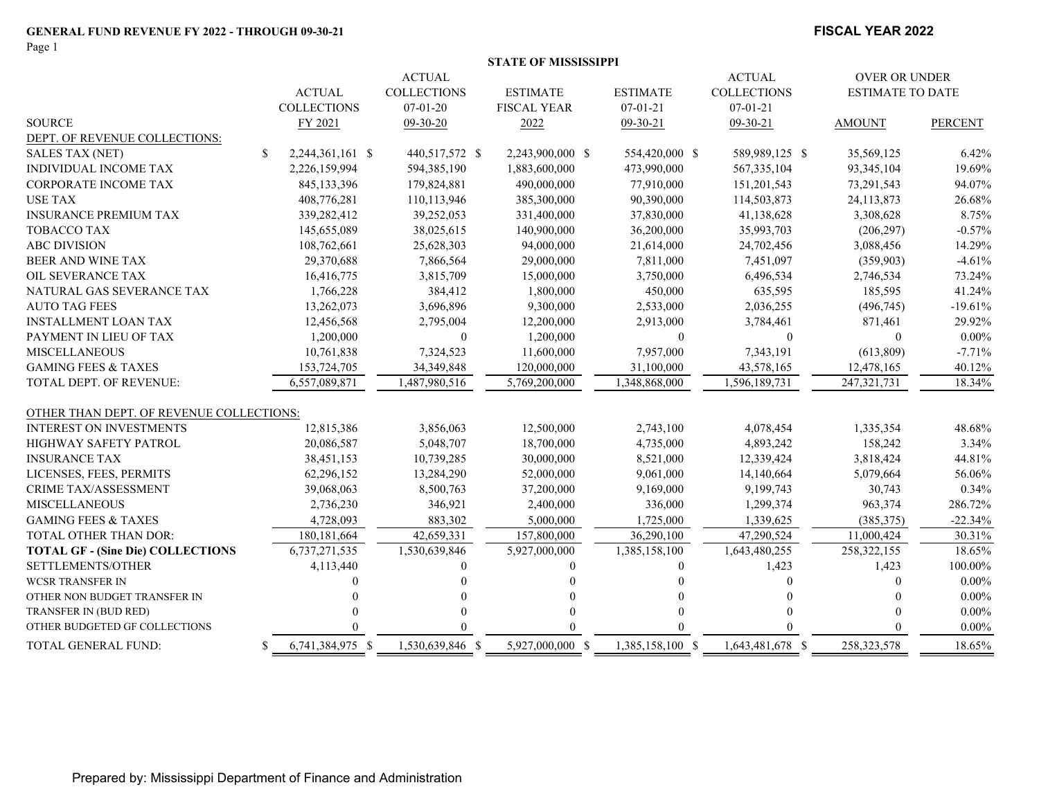**GENERAL FUND REVENUE FY 2022 - THROUGH 09-30-21**

**FISCAL YEAR 2022**

**STATE OF MISSISSIPPI**

| SOURCE | ACTUAL COLLECTIONS FY 2021 | ACTUAL COLLECTIONS 07-01-20 09-30-20 | ESTIMATE FISCAL YEAR 2022 | ESTIMATE 07-01-21 09-30-21 | ACTUAL COLLECTIONS 07-01-21 09-30-21 | OVER OR UNDER ESTIMATE TO DATE AMOUNT | PERCENT |
|---|---|---|---|---|---|---|---|
| DEPT. OF REVENUE COLLECTIONS: | | | | | | | |
| SALES TAX (NET) | $ 2,244,361,161 | $ 440,517,572 | $ 2,243,900,000 | $ 554,420,000 | $ 589,989,125 | $ 35,569,125 | 6.42% |
| INDIVIDUAL INCOME TAX | 2,226,159,994 | 594,385,190 | 1,883,600,000 | 473,990,000 | 567,335,104 | 93,345,104 | 19.69% |
| CORPORATE INCOME TAX | 845,133,396 | 179,824,881 | 490,000,000 | 77,910,000 | 151,201,543 | 73,291,543 | 94.07% |
| USE TAX | 408,776,281 | 110,113,946 | 385,300,000 | 90,390,000 | 114,503,873 | 24,113,873 | 26.68% |
| INSURANCE PREMIUM TAX | 339,282,412 | 39,252,053 | 331,400,000 | 37,830,000 | 41,138,628 | 3,308,628 | 8.75% |
| TOBACCO TAX | 145,655,089 | 38,025,615 | 140,900,000 | 36,200,000 | 35,993,703 | (206,297) | -0.57% |
| ABC DIVISION | 108,762,661 | 25,628,303 | 94,000,000 | 21,614,000 | 24,702,456 | 3,088,456 | 14.29% |
| BEER AND WINE TAX | 29,370,688 | 7,866,564 | 29,000,000 | 7,811,000 | 7,451,097 | (359,903) | -4.61% |
| OIL SEVERANCE TAX | 16,416,775 | 3,815,709 | 15,000,000 | 3,750,000 | 6,496,534 | 2,746,534 | 73.24% |
| NATURAL GAS SEVERANCE TAX | 1,766,228 | 384,412 | 1,800,000 | 450,000 | 635,595 | 185,595 | 41.24% |
| AUTO TAG FEES | 13,262,073 | 3,696,896 | 9,300,000 | 2,533,000 | 2,036,255 | (496,745) | -19.61% |
| INSTALLMENT LOAN TAX | 12,456,568 | 2,795,004 | 12,200,000 | 2,913,000 | 3,784,461 | 871,461 | 29.92% |
| PAYMENT IN LIEU OF TAX | 1,200,000 | 0 | 1,200,000 | 0 | 0 | 0 | 0.00% |
| MISCELLANEOUS | 10,761,838 | 7,324,523 | 11,600,000 | 7,957,000 | 7,343,191 | (613,809) | -7.71% |
| GAMING FEES & TAXES | 153,724,705 | 34,349,848 | 120,000,000 | 31,100,000 | 43,578,165 | 12,478,165 | 40.12% |
| TOTAL DEPT. OF REVENUE: | 6,557,089,871 | 1,487,980,516 | 5,769,200,000 | 1,348,868,000 | 1,596,189,731 | 247,321,731 | 18.34% |
| OTHER THAN DEPT. OF REVENUE COLLECTIONS: | | | | | | | |
| INTEREST ON INVESTMENTS | 12,815,386 | 3,856,063 | 12,500,000 | 2,743,100 | 4,078,454 | 1,335,354 | 48.68% |
| HIGHWAY SAFETY PATROL | 20,086,587 | 5,048,707 | 18,700,000 | 4,735,000 | 4,893,242 | 158,242 | 3.34% |
| INSURANCE TAX | 38,451,153 | 10,739,285 | 30,000,000 | 8,521,000 | 12,339,424 | 3,818,424 | 44.81% |
| LICENSES, FEES, PERMITS | 62,296,152 | 13,284,290 | 52,000,000 | 9,061,000 | 14,140,664 | 5,079,664 | 56.06% |
| CRIME TAX/ASSESSMENT | 39,068,063 | 8,500,763 | 37,200,000 | 9,169,000 | 9,199,743 | 30,743 | 0.34% |
| MISCELLANEOUS | 2,736,230 | 346,921 | 2,400,000 | 336,000 | 1,299,374 | 963,374 | 286.72% |
| GAMING FEES & TAXES | 4,728,093 | 883,302 | 5,000,000 | 1,725,000 | 1,339,625 | (385,375) | -22.34% |
| TOTAL OTHER THAN DOR: | 180,181,664 | 42,659,331 | 157,800,000 | 36,290,100 | 47,290,524 | 11,000,424 | 30.31% |
| **TOTAL GF - (Sine Die) COLLECTIONS** | 6,737,271,535 | 1,530,639,846 | 5,927,000,000 | 1,385,158,100 | 1,643,480,255 | 258,322,155 | 18.65% |
| SETTLEMENTS/OTHER | 4,113,440 | 0 | 0 | 0 | 1,423 | 1,423 | 100.00% |
| WCSR TRANSFER IN | 0 | 0 | 0 | 0 | 0 | 0 | 0.00% |
| OTHER NON BUDGET TRANSFER IN | 0 | 0 | 0 | 0 | 0 | 0 | 0.00% |
| TRANSFER IN (BUD RED) | 0 | 0 | 0 | 0 | 0 | 0 | 0.00% |
| OTHER BUDGETED GF COLLECTIONS | 0 | 0 | 0 | 0 | 0 | 0 | 0.00% |
| TOTAL GENERAL FUND: | $ 6,741,384,975 | $ 1,530,639,846 | $ 5,927,000,000 | $ 1,385,158,100 | $ 1,643,481,678 | $ 258,323,578 | 18.65% |

Prepared by: Mississippi Department of Finance and Administration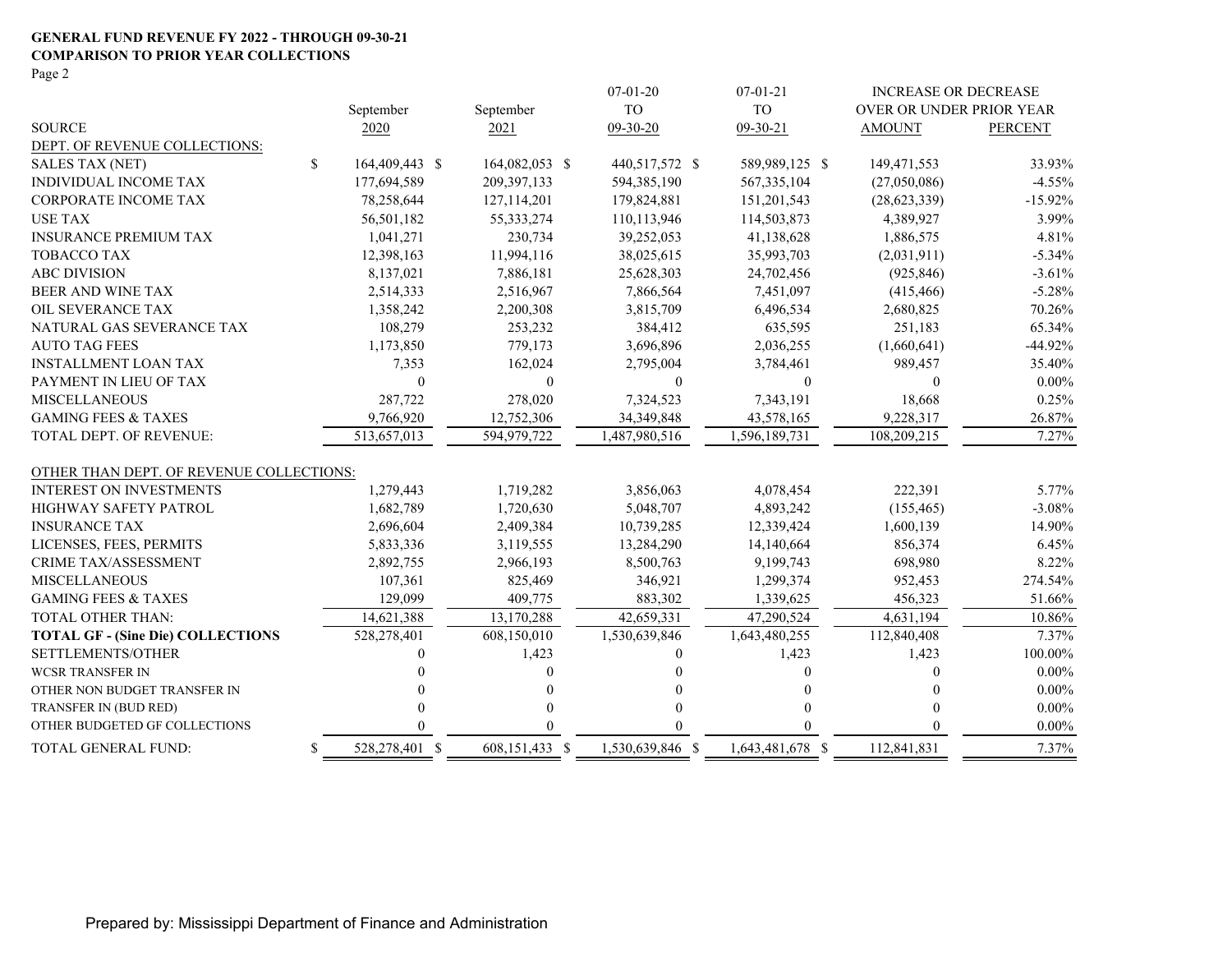**GENERAL FUND REVENUE FY 2022 - THROUGH 09-30-21**
**COMPARISON TO PRIOR YEAR COLLECTIONS**

| SOURCE | September 2020 | September 2021 | 07-01-20 TO 09-30-20 | 07-01-21 TO 09-30-21 | INCREASE OR DECREASE OVER OR UNDER PRIOR YEAR AMOUNT | PERCENT |
|---|---|---|---|---|---|---|
| DEPT. OF REVENUE COLLECTIONS: | | | | | | |
| SALES TAX (NET) | $ 164,409,443 | $ 164,082,053 | $ 440,517,572 | $ 589,989,125 | $ 149,471,553 | 33.93% |
| INDIVIDUAL INCOME TAX | 177,694,589 | 209,397,133 | 594,385,190 | 567,335,104 | (27,050,086) | -4.55% |
| CORPORATE INCOME TAX | 78,258,644 | 127,114,201 | 179,824,881 | 151,201,543 | (28,623,339) | -15.92% |
| USE TAX | 56,501,182 | 55,333,274 | 110,113,946 | 114,503,873 | 4,389,927 | 3.99% |
| INSURANCE PREMIUM TAX | 1,041,271 | 230,734 | 39,252,053 | 41,138,628 | 1,886,575 | 4.81% |
| TOBACCO TAX | 12,398,163 | 11,994,116 | 38,025,615 | 35,993,703 | (2,031,911) | -5.34% |
| ABC DIVISION | 8,137,021 | 7,886,181 | 25,628,303 | 24,702,456 | (925,846) | -3.61% |
| BEER AND WINE TAX | 2,514,333 | 2,516,967 | 7,866,564 | 7,451,097 | (415,466) | -5.28% |
| OIL SEVERANCE TAX | 1,358,242 | 2,200,308 | 3,815,709 | 6,496,534 | 2,680,825 | 70.26% |
| NATURAL GAS SEVERANCE TAX | 108,279 | 253,232 | 384,412 | 635,595 | 251,183 | 65.34% |
| AUTO TAG FEES | 1,173,850 | 779,173 | 3,696,896 | 2,036,255 | (1,660,641) | -44.92% |
| INSTALLMENT LOAN TAX | 7,353 | 162,024 | 2,795,004 | 3,784,461 | 989,457 | 35.40% |
| PAYMENT IN LIEU OF TAX | 0 | 0 | 0 | 0 | 0 | 0.00% |
| MISCELLANEOUS | 287,722 | 278,020 | 7,324,523 | 7,343,191 | 18,668 | 0.25% |
| GAMING FEES & TAXES | 9,766,920 | 12,752,306 | 34,349,848 | 43,578,165 | 9,228,317 | 26.87% |
| TOTAL DEPT. OF REVENUE: | 513,657,013 | 594,979,722 | 1,487,980,516 | 1,596,189,731 | 108,209,215 | 7.27% |
| OTHER THAN DEPT. OF REVENUE COLLECTIONS: | | | | | | |
| INTEREST ON INVESTMENTS | 1,279,443 | 1,719,282 | 3,856,063 | 4,078,454 | 222,391 | 5.77% |
| HIGHWAY SAFETY PATROL | 1,682,789 | 1,720,630 | 5,048,707 | 4,893,242 | (155,465) | -3.08% |
| INSURANCE TAX | 2,696,604 | 2,409,384 | 10,739,285 | 12,339,424 | 1,600,139 | 14.90% |
| LICENSES, FEES, PERMITS | 5,833,336 | 3,119,555 | 13,284,290 | 14,140,664 | 856,374 | 6.45% |
| CRIME TAX/ASSESSMENT | 2,892,755 | 2,966,193 | 8,500,763 | 9,199,743 | 698,980 | 8.22% |
| MISCELLANEOUS | 107,361 | 825,469 | 346,921 | 1,299,374 | 952,453 | 274.54% |
| GAMING FEES & TAXES | 129,099 | 409,775 | 883,302 | 1,339,625 | 456,323 | 51.66% |
| TOTAL OTHER THAN: | 14,621,388 | 13,170,288 | 42,659,331 | 47,290,524 | 4,631,194 | 10.86% |
| **TOTAL GF - (Sine Die) COLLECTIONS** | 528,278,401 | 608,150,010 | 1,530,639,846 | 1,643,480,255 | 112,840,408 | 7.37% |
| SETTLEMENTS/OTHER | 0 | 1,423 | 0 | 1,423 | 1,423 | 100.00% |
| WCSR TRANSFER IN | 0 | 0 | 0 | 0 | 0 | 0.00% |
| OTHER NON BUDGET TRANSFER IN | 0 | 0 | 0 | 0 | 0 | 0.00% |
| TRANSFER IN (BUD RED) | 0 | 0 | 0 | 0 | 0 | 0.00% |
| OTHER BUDGETED GF COLLECTIONS | 0 | 0 | 0 | 0 | 0 | 0.00% |
| TOTAL GENERAL FUND: | $ 528,278,401 | $ 608,151,433 | $ 1,530,639,846 | $ 1,643,481,678 | $ 112,841,831 | 7.37% |

Prepared by: Mississippi Department of Finance and Administration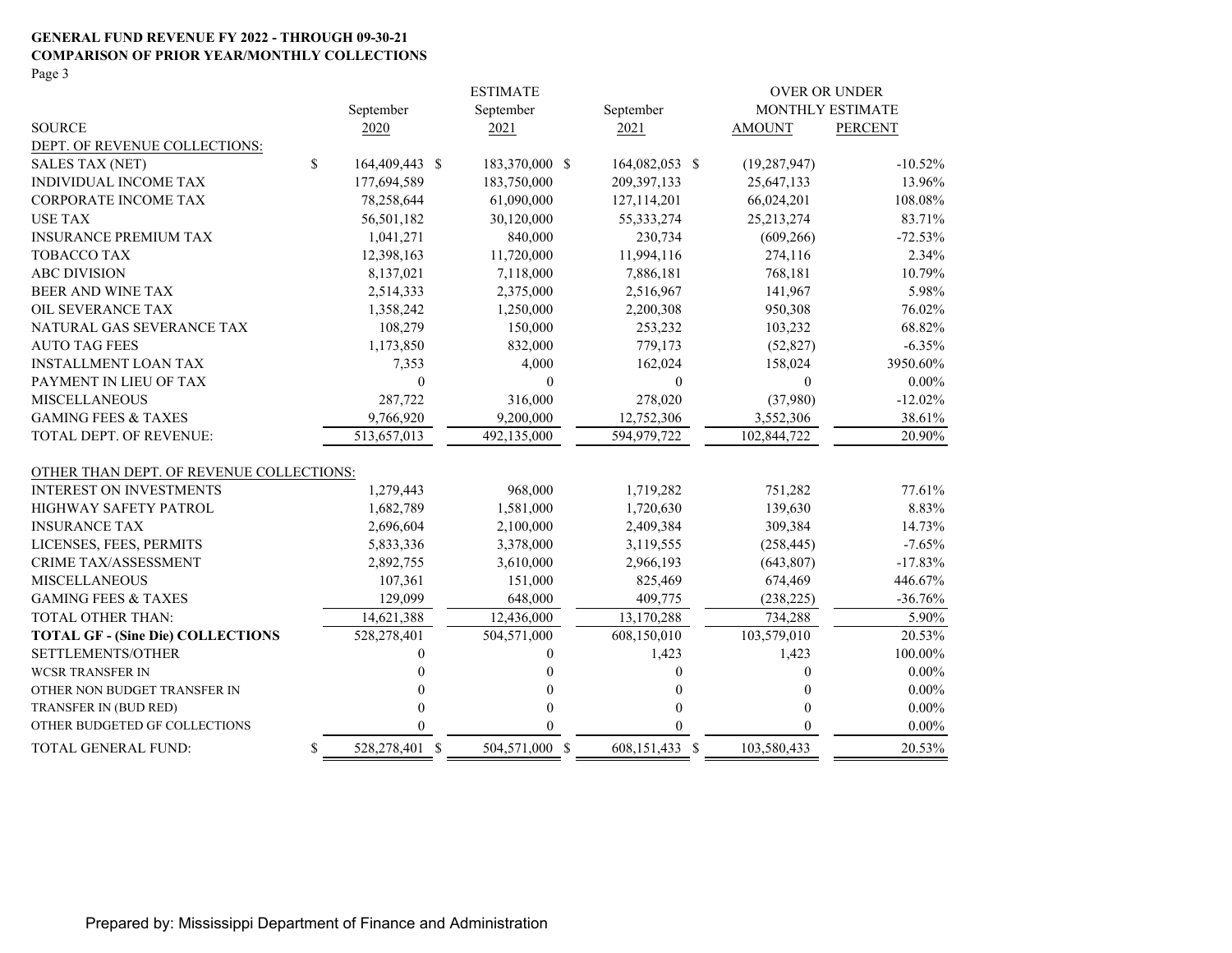**GENERAL FUND REVENUE FY 2022 - THROUGH 09-30-21**
**COMPARISON OF PRIOR YEAR/MONTHLY COLLECTIONS**

| SOURCE | September 2020 | ESTIMATE September 2021 | September 2021 | OVER OR UNDER MONTHLY ESTIMATE AMOUNT | PERCENT |
|---|---|---|---|---|---|
| DEPT. OF REVENUE COLLECTIONS: | | | | | |
| SALES TAX (NET) | $ 164,409,443 | $ 183,370,000 | $ 164,082,053 | $ (19,287,947) | -10.52% |
| INDIVIDUAL INCOME TAX | 177,694,589 | 183,750,000 | 209,397,133 | 25,647,133 | 13.96% |
| CORPORATE INCOME TAX | 78,258,644 | 61,090,000 | 127,114,201 | 66,024,201 | 108.08% |
| USE TAX | 56,501,182 | 30,120,000 | 55,333,274 | 25,213,274 | 83.71% |
| INSURANCE PREMIUM TAX | 1,041,271 | 840,000 | 230,734 | (609,266) | -72.53% |
| TOBACCO TAX | 12,398,163 | 11,720,000 | 11,994,116 | 274,116 | 2.34% |
| ABC DIVISION | 8,137,021 | 7,118,000 | 7,886,181 | 768,181 | 10.79% |
| BEER AND WINE TAX | 2,514,333 | 2,375,000 | 2,516,967 | 141,967 | 5.98% |
| OIL SEVERANCE TAX | 1,358,242 | 1,250,000 | 2,200,308 | 950,308 | 76.02% |
| NATURAL GAS SEVERANCE TAX | 108,279 | 150,000 | 253,232 | 103,232 | 68.82% |
| AUTO TAG FEES | 1,173,850 | 832,000 | 779,173 | (52,827) | -6.35% |
| INSTALLMENT LOAN TAX | 7,353 | 4,000 | 162,024 | 158,024 | 3950.60% |
| PAYMENT IN LIEU OF TAX | 0 | 0 | 0 | 0 | 0.00% |
| MISCELLANEOUS | 287,722 | 316,000 | 278,020 | (37,980) | -12.02% |
| GAMING FEES & TAXES | 9,766,920 | 9,200,000 | 12,752,306 | 3,552,306 | 38.61% |
| TOTAL DEPT. OF REVENUE: | 513,657,013 | 492,135,000 | 594,979,722 | 102,844,722 | 20.90% |
| OTHER THAN DEPT. OF REVENUE COLLECTIONS: | | | | | |
| INTEREST ON INVESTMENTS | 1,279,443 | 968,000 | 1,719,282 | 751,282 | 77.61% |
| HIGHWAY SAFETY PATROL | 1,682,789 | 1,581,000 | 1,720,630 | 139,630 | 8.83% |
| INSURANCE TAX | 2,696,604 | 2,100,000 | 2,409,384 | 309,384 | 14.73% |
| LICENSES, FEES, PERMITS | 5,833,336 | 3,378,000 | 3,119,555 | (258,445) | -7.65% |
| CRIME TAX/ASSESSMENT | 2,892,755 | 3,610,000 | 2,966,193 | (643,807) | -17.83% |
| MISCELLANEOUS | 107,361 | 151,000 | 825,469 | 674,469 | 446.67% |
| GAMING FEES & TAXES | 129,099 | 648,000 | 409,775 | (238,225) | -36.76% |
| TOTAL OTHER THAN: | 14,621,388 | 12,436,000 | 13,170,288 | 734,288 | 5.90% |
| **TOTAL GF - (Sine Die) COLLECTIONS** | 528,278,401 | 504,571,000 | 608,150,010 | 103,579,010 | 20.53% |
| SETTLEMENTS/OTHER | 0 | 0 | 1,423 | 1,423 | 100.00% |
| WCSR TRANSFER IN | 0 | 0 | 0 | 0 | 0.00% |
| OTHER NON BUDGET TRANSFER IN | 0 | 0 | 0 | 0 | 0.00% |
| TRANSFER IN (BUD RED) | 0 | 0 | 0 | 0 | 0.00% |
| OTHER BUDGETED GF COLLECTIONS | 0 | 0 | 0 | 0 | 0.00% |
| TOTAL GENERAL FUND: | $ 528,278,401 | $ 504,571,000 | $ 608,151,433 | $ 103,580,433 | 20.53% |

Prepared by: Mississippi Department of Finance and Administration